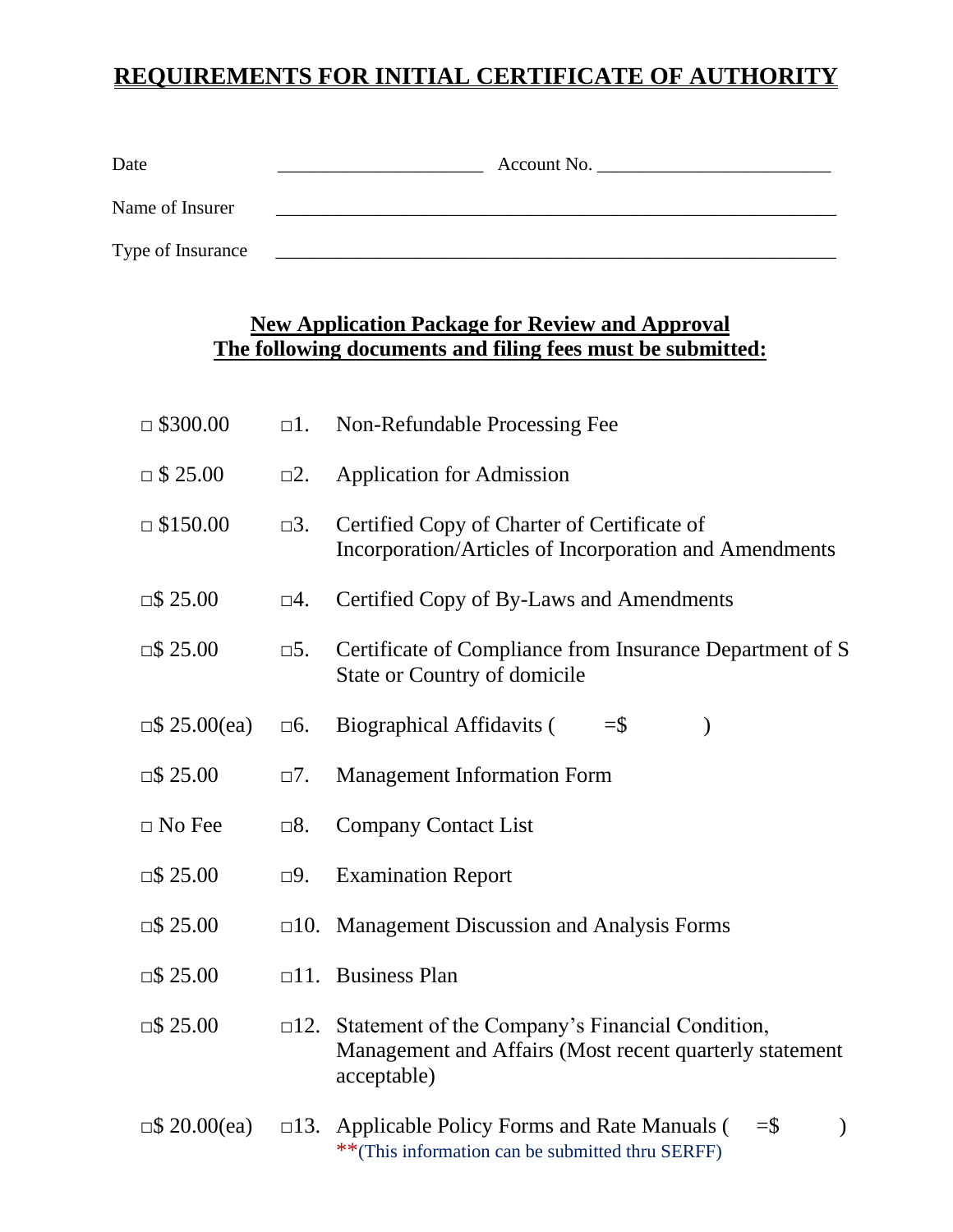# REQUIREMENTS FOR INITIAL CERTIFICATE OF AUTHORITY

Date \_\_\_\_\_\_\_\_\_\_\_\_\_\_\_\_\_\_\_\_\_\_ Account No. \_\_\_\_\_\_\_\_\_\_\_\_\_\_\_\_\_\_\_\_\_\_\_\_\_

Name of Insurer \_\_\_\_\_\_\_\_\_\_\_\_\_\_\_\_\_\_\_\_\_\_\_\_\_\_\_\_\_\_\_\_\_\_\_\_\_\_\_\_\_\_\_\_\_\_\_\_\_\_\_\_\_\_\_\_\_\_\_\_

Type of Insurance \_\_\_\_\_\_\_\_\_\_\_\_\_\_\_\_\_\_\_\_\_\_\_\_\_\_\_\_\_\_\_\_\_\_\_\_\_\_\_\_\_\_\_\_\_\_\_\_\_\_\_\_\_\_\_\_\_\_\_\_

## New Application Package for Review and Approval
## The following documents and filing fees must be submitted:

| Fee | No. | Document |
|---|---|---|
| □ $300.00 | □1. | Non-Refundable Processing Fee |
| □ $ 25.00 | □2. | Application for Admission |
| □ $150.00 | □3. | Certified Copy of Charter of Certificate of Incorporation/Articles of Incorporation and Amendments |
| □$ 25.00 | □4. | Certified Copy of By-Laws and Amendments |
| □$ 25.00 | □5. | Certificate of Compliance from Insurance Department of S State or Country of domicile |
| □$ 25.00(ea) | □6. | Biographical Affidavits (      =$          ) |
| □$ 25.00 | □7. | Management Information Form |
| □ No Fee | □8. | Company Contact List |
| □$ 25.00 | □9. | Examination Report |
| □$ 25.00 | □10. | Management Discussion and Analysis Forms |
| □$ 25.00 | □11. | Business Plan |
| □$ 25.00 | □12. | Statement of the Company's Financial Condition, Management and Affairs (Most recent quarterly statement acceptable) |
| □$ 20.00(ea) | □13. | Applicable Policy Forms and Rate Manuals (      =$          ) **(This information can be submitted thru SERFF) |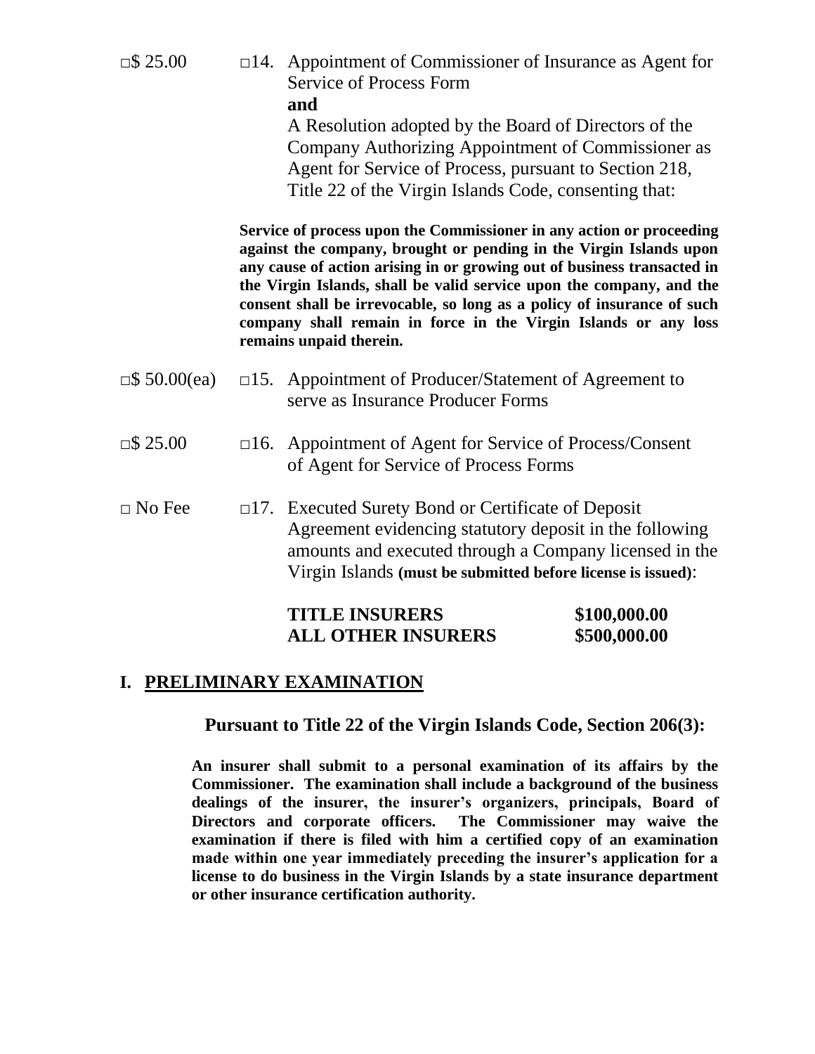□$ 25.00 □14. Appointment of Commissioner of Insurance as Agent for Service of Process Form

**and**

A Resolution adopted by the Board of Directors of the Company Authorizing Appointment of Commissioner as Agent for Service of Process, pursuant to Section 218, Title 22 of the Virgin Islands Code, consenting that:

**Service of process upon the Commissioner in any action or proceeding against the company, brought or pending in the Virgin Islands upon any cause of action arising in or growing out of business transacted in the Virgin Islands, shall be valid service upon the company, and the consent shall be irrevocable, so long as a policy of insurance of such company shall remain in force in the Virgin Islands or any loss remains unpaid therein.**

□$ 50.00(ea) □15. Appointment of Producer/Statement of Agreement to serve as Insurance Producer Forms

□$ 25.00 □16. Appointment of Agent for Service of Process/Consent of Agent for Service of Process Forms

□ No Fee □17. Executed Surety Bond or Certificate of Deposit Agreement evidencing statutory deposit in the following amounts and executed through a Company licensed in the Virgin Islands **(must be submitted before license is issued)**:

| | |
|---|---|
| **TITLE INSURERS** | **$100,000.00** |
| **ALL OTHER INSURERS** | **$500,000.00** |

## I. PRELIMINARY EXAMINATION

**Pursuant to Title 22 of the Virgin Islands Code, Section 206(3):**

**An insurer shall submit to a personal examination of its affairs by the Commissioner. The examination shall include a background of the business dealings of the insurer, the insurer's organizers, principals, Board of Directors and corporate officers. The Commissioner may waive the examination if there is filed with him a certified copy of an examination made within one year immediately preceding the insurer's application for a license to do business in the Virgin Islands by a state insurance department or other insurance certification authority.**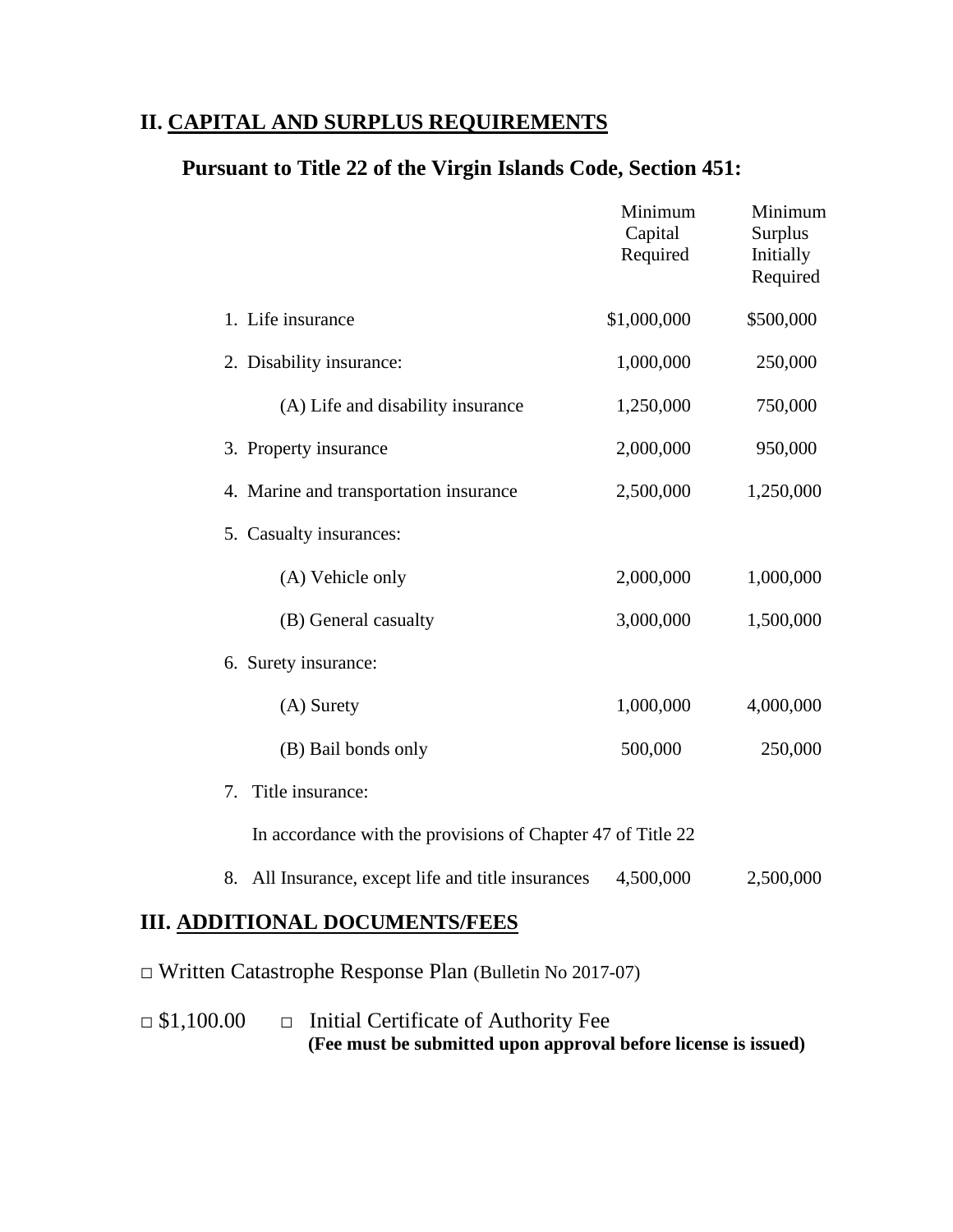## II. CAPITAL AND SURPLUS REQUIREMENTS

### Pursuant to Title 22 of the Virgin Islands Code, Section 451:

| | Minimum Capital Required | Minimum Surplus Initially Required |
|---|---|---|
| 1. Life insurance | $1,000,000 | $500,000 |
| 2. Disability insurance: | 1,000,000 | 250,000 |
| (A) Life and disability insurance | 1,250,000 | 750,000 |
| 3. Property insurance | 2,000,000 | 950,000 |
| 4. Marine and transportation insurance | 2,500,000 | 1,250,000 |
| 5. Casualty insurances: | | |
| (A) Vehicle only | 2,000,000 | 1,000,000 |
| (B) General casualty | 3,000,000 | 1,500,000 |
| 6. Surety insurance: | | |
| (A) Surety | 1,000,000 | 4,000,000 |
| (B) Bail bonds only | 500,000 | 250,000 |
| 7. Title insurance: | | |
| In accordance with the provisions of Chapter 47 of Title 22 | | |
| 8. All Insurance, except life and title insurances | 4,500,000 | 2,500,000 |

## III. ADDITIONAL DOCUMENTS/FEES

□ Written Catastrophe Response Plan (Bulletin No 2017-07)

□ $1,100.00 □ Initial Certificate of Authority Fee
**(Fee must be submitted upon approval before license is issued)**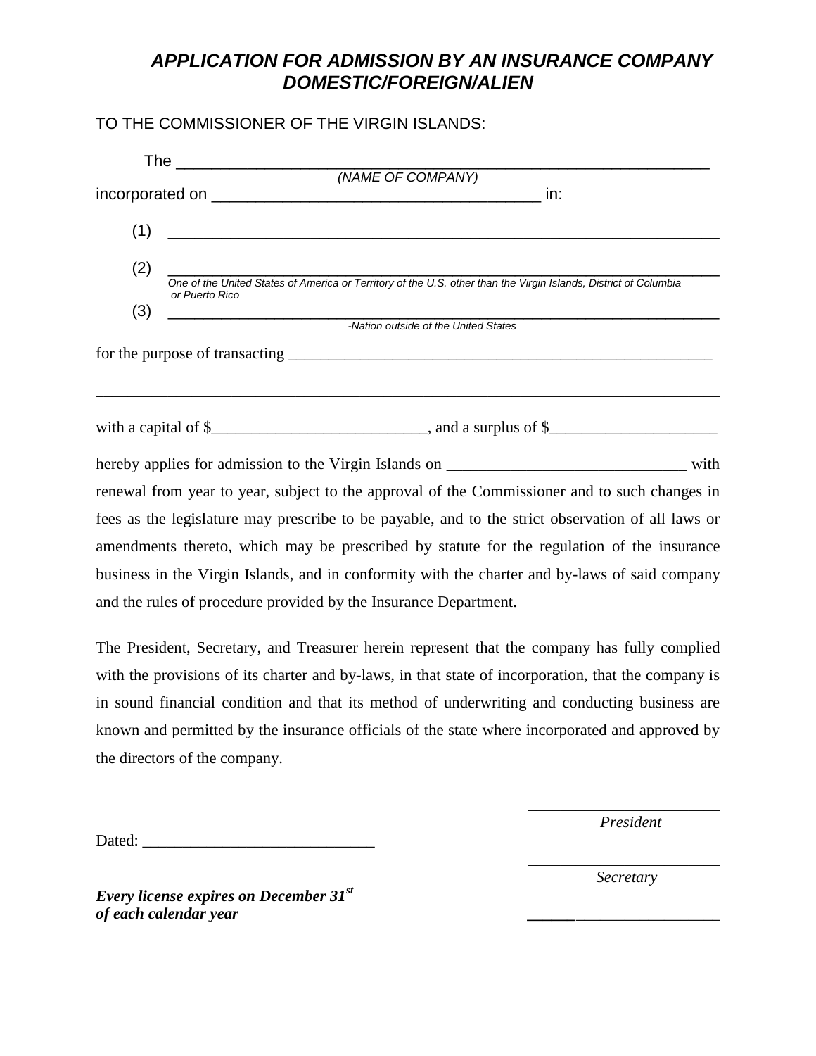# *APPLICATION FOR ADMISSION BY AN INSURANCE COMPANY DOMESTIC/FOREIGN/ALIEN*

TO THE COMMISSIONER OF THE VIRGIN ISLANDS:

The ______________________________________________________________
*(NAME OF COMPANY)*

incorporated on ______________________________________ in:

(1) ______________________________________________________________

(2) ______________________________________________________________
*One of the United States of America or Territory of the U.S. other than the Virgin Islands, District of Columbia or Puerto Rico*

(3) ______________________________________________________________
*-Nation outside of the United States*

for the purpose of transacting ______________________________________________________

__________________________________________________________________________

with a capital of $___________________________, and a surplus of $_____________________

hereby applies for admission to the Virgin Islands on ______________________________ with renewal from year to year, subject to the approval of the Commissioner and to such changes in fees as the legislature may prescribe to be payable, and to the strict observation of all laws or amendments thereto, which may be prescribed by statute for the regulation of the insurance business in the Virgin Islands, and in conformity with the charter and by-laws of said company and the rules of procedure provided by the Insurance Department.

The President, Secretary, and Treasurer herein represent that the company has fully complied with the provisions of its charter and by-laws, in that state of incorporation, that the company is in sound financial condition and that its method of underwriting and conducting business are known and permitted by the insurance officials of the state where incorporated and approved by the directors of the company.

________________________
*President*

Dated: _____________________________

________________________
*Secretary*

***Every license expires on December 31st of each calendar year***

________________________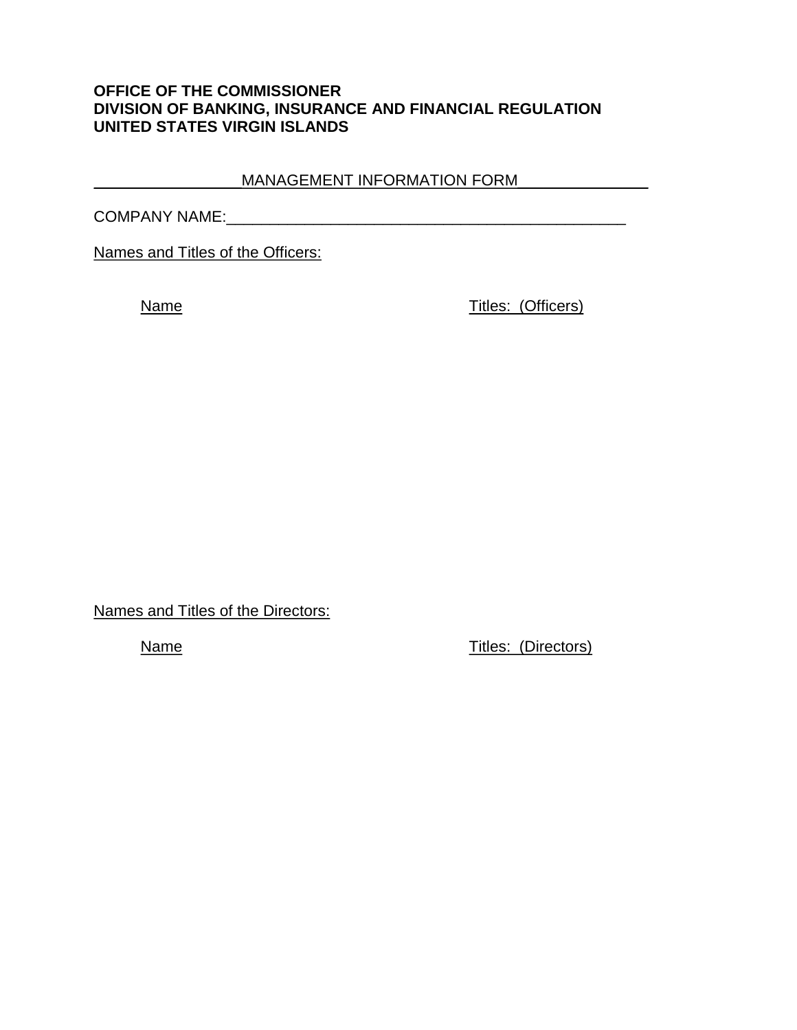**OFFICE OF THE COMMISSIONER**
**DIVISION OF BANKING, INSURANCE AND FINANCIAL REGULATION**
**UNITED STATES VIRGIN ISLANDS**

MANAGEMENT INFORMATION FORM

COMPANY NAME:_______________________________________________

Names and Titles of the Officers:

| Name | Titles: (Officers) |
|---|---|

Names and Titles of the Directors:

| Name | Titles: (Directors) |
|---|---|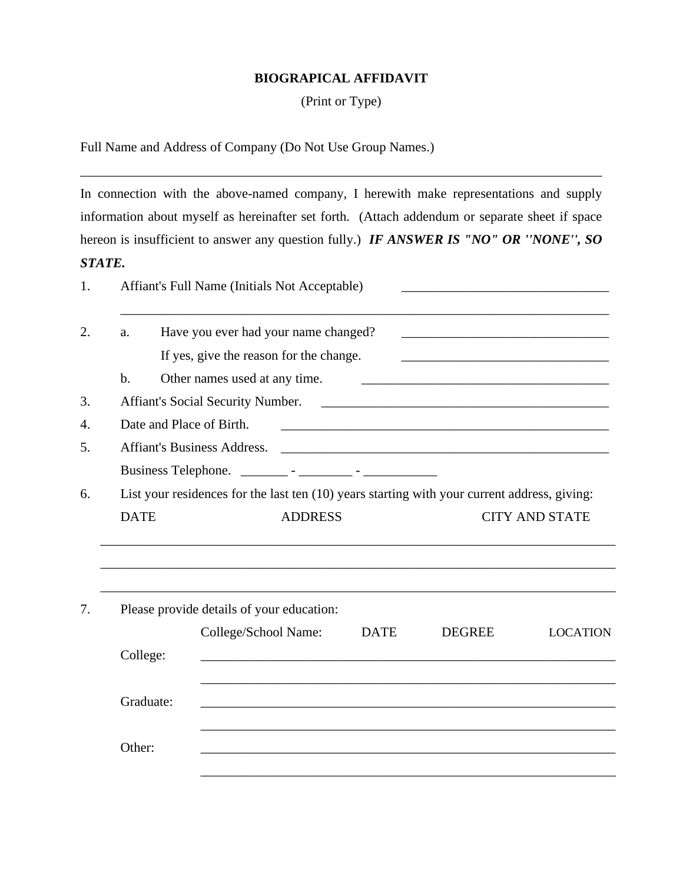# BIOGRAPICAL AFFIDAVIT

(Print or Type)

Full Name and Address of Company (Do Not Use Group Names.)

______________________________________________________________________________

In connection with the above-named company, I herewith make representations and supply information about myself as hereinafter set forth. (Attach addendum or separate sheet if space hereon is insufficient to answer any question fully.) ***IF ANSWER IS "NO" OR ''NONE'', SO STATE.***

1. Affiant's Full Name (Initials Not Acceptable) _______________________________

   ______________________________________________________________________

2. a. Have you ever had your name changed? _______________________________

   If yes, give the reason for the change. _______________________________

   b. Other names used at any time. _____________________________________

3. Affiant's Social Security Number. ____________________________________________

4. Date and Place of Birth. __________________________________________________

5. Affiant's Business Address. ________________________________________________

   Business Telephone. _______ - ________ - ___________

6. List your residences for the last ten (10) years starting with your current address, giving:

   DATE ADDRESS CITY AND STATE

   ______________________________________________________________________________

   ______________________________________________________________________________

   ______________________________________________________________________________

7. Please provide details of your education:

| | College/School Name: | DATE | DEGREE | LOCATION |
|---|---|---|---|---|
| College: | | | | |
| | | | | |
| Graduate: | | | | |
| | | | | |
| Other: | | | | |
| | | | | |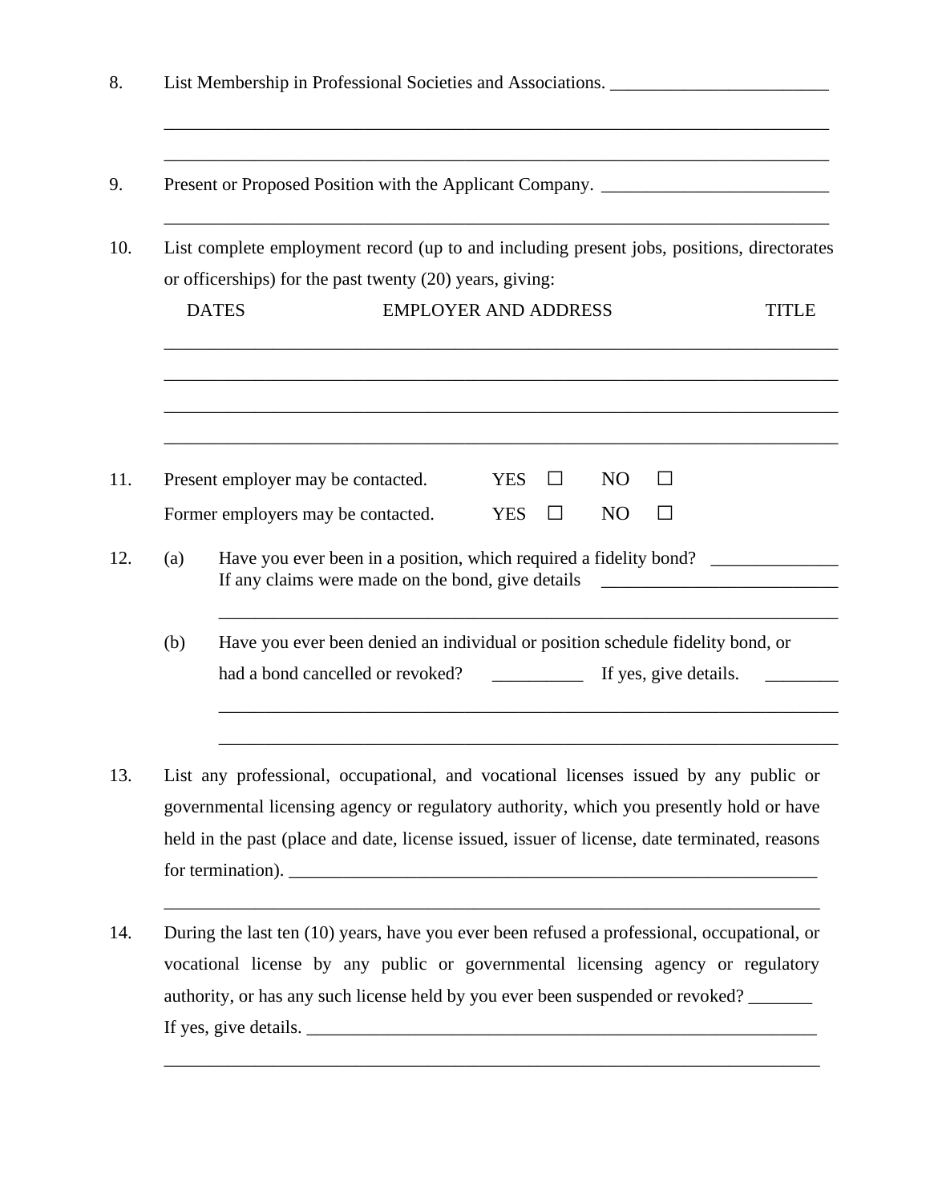8. List Membership in Professional Societies and Associations. ________________________

______________________________________________________________________

______________________________________________________________________

9. Present or Proposed Position with the Applicant Company. _________________________

______________________________________________________________________

10. List complete employment record (up to and including present jobs, positions, directorates or officerships) for the past twenty (20) years, giving:

| DATES | EMPLOYER AND ADDRESS | TITLE |
|---|---|---|
| | | |
| | | |
| | | |
| | | |

11. Present employer may be contacted. YES ☐ NO ☐

    Former employers may be contacted. YES ☐ NO ☐

12. (a) Have you ever been in a position, which required a fidelity bond? ______________
    If any claims were made on the bond, give details __________________________

    ______________________________________________________________________

    (b) Have you ever been denied an individual or position schedule fidelity bond, or had a bond cancelled or revoked? __________ If yes, give details. ________

    ______________________________________________________________________

    ______________________________________________________________________

13. List any professional, occupational, and vocational licenses issued by any public or governmental licensing agency or regulatory authority, which you presently hold or have held in the past (place and date, license issued, issuer of license, date terminated, reasons for termination). _____________________________________________________________

______________________________________________________________________

14. During the last ten (10) years, have you ever been refused a professional, occupational, or vocational license by any public or governmental licensing agency or regulatory authority, or has any such license held by you ever been suspended or revoked? _______ If yes, give details. ___________________________________________________________

______________________________________________________________________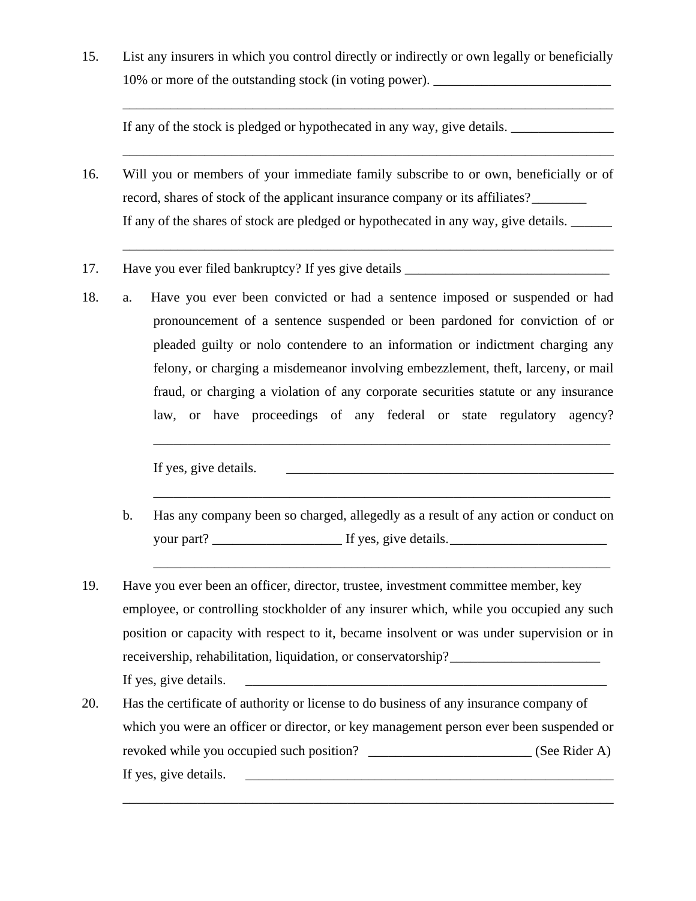15. List any insurers in which you control directly or indirectly or own legally or beneficially 10% or more of the outstanding stock (in voting power). ___________________________

    ___________________________________________________________________________

    If any of the stock is pledged or hypothecated in any way, give details. _______________

    ___________________________________________________________________________

16. Will you or members of your immediate family subscribe to or own, beneficially or of record, shares of stock of the applicant insurance company or its affiliates?________

    If any of the shares of stock are pledged or hypothecated in any way, give details. ______

    ___________________________________________________________________________

17. Have you ever filed bankruptcy? If yes give details _______________________________

18. a. Have you ever been convicted or had a sentence imposed or suspended or had pronouncement of a sentence suspended or been pardoned for conviction of or pleaded guilty or nolo contendere to an information or indictment charging any felony, or charging a misdemeanor involving embezzlement, theft, larceny, or mail fraud, or charging a violation of any corporate securities statute or any insurance law, or have proceedings of any federal or state regulatory agency?

       ____________________________________________________________________

       If yes, give details. ___________________________________________________

       ____________________________________________________________________

    b. Has any company been so charged, allegedly as a result of any action or conduct on your part? ___________________ If yes, give details.________________________

       ____________________________________________________________________

19. Have you ever been an officer, director, trustee, investment committee member, key employee, or controlling stockholder of any insurer which, while you occupied any such position or capacity with respect to it, became insolvent or was under supervision or in receivership, rehabilitation, liquidation, or conservatorship?______________________

    If yes, give details. ________________________________________________________

20. Has the certificate of authority or license to do business of any insurance company of which you were an officer or director, or key management person ever been suspended or revoked while you occupied such position? ________________________ (See Rider A)

    If yes, give details. ________________________________________________________

    ___________________________________________________________________________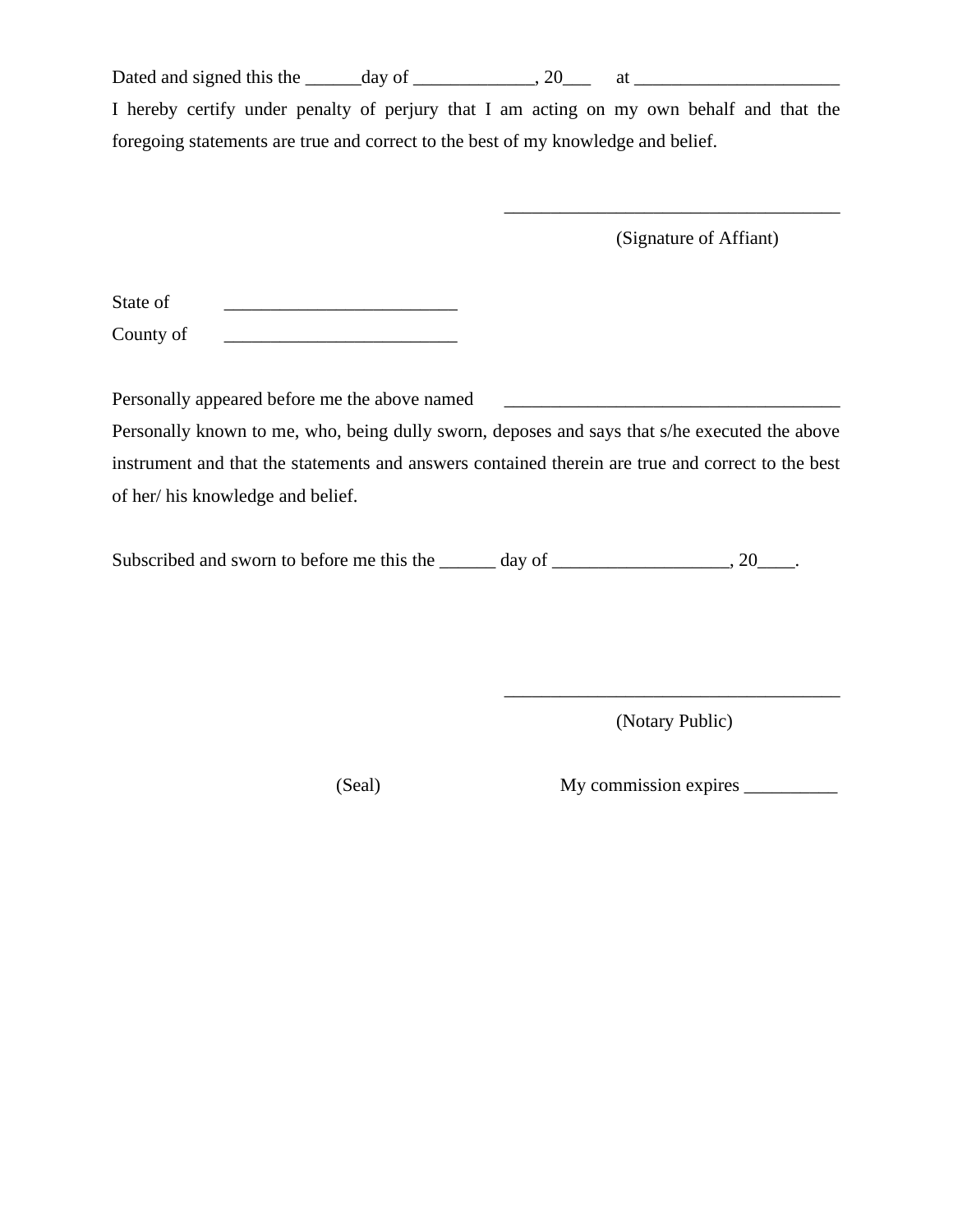Dated and signed this the ______day of _____________, 20___ at ______________________

I hereby certify under penalty of perjury that I am acting on my own behalf and that the foregoing statements are true and correct to the best of my knowledge and belief.

_____________________________________

(Signature of Affiant)

State of _________________________

County of _________________________

Personally appeared before me the above named _____________________________________

Personally known to me, who, being dully sworn, deposes and says that s/he executed the above instrument and that the statements and answers contained therein are true and correct to the best of her/ his knowledge and belief.

Subscribed and sworn to before me this the ______ day of ___________________, 20____.

_____________________________________

(Notary Public)

(Seal) My commission expires __________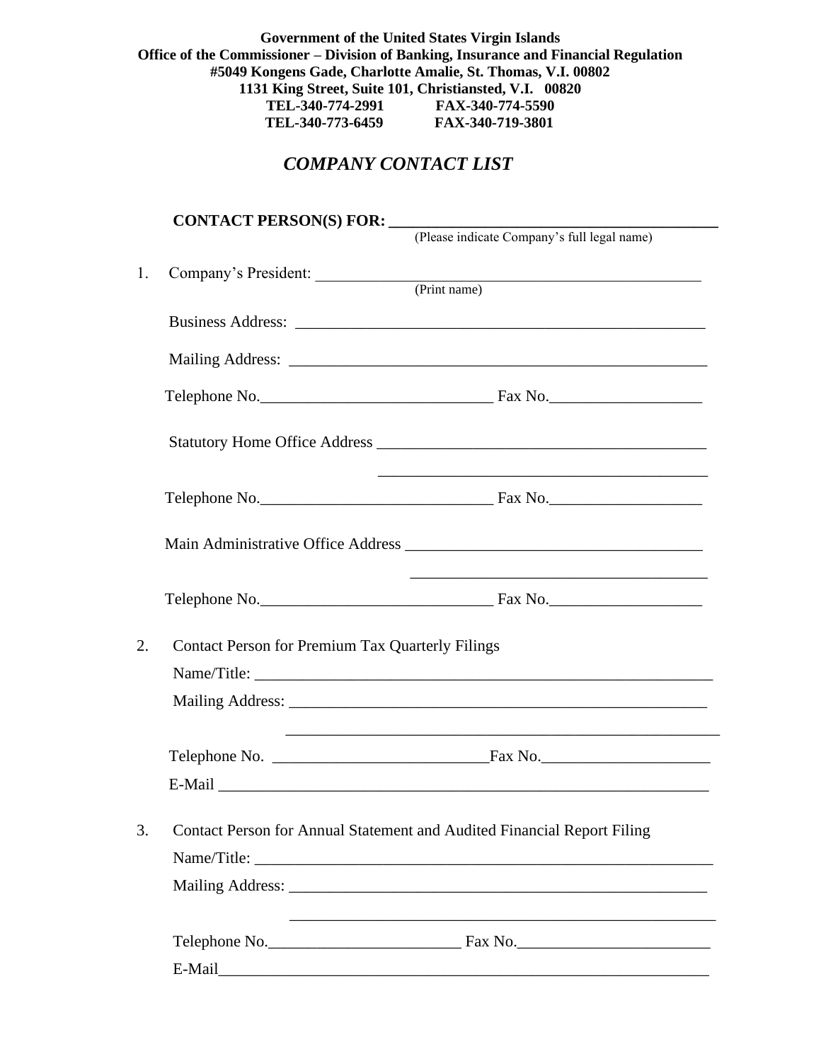**Government of the United States Virgin Islands**
**Office of the Commissioner – Division of Banking, Insurance and Financial Regulation**
**#5049 Kongens Gade, Charlotte Amalie, St. Thomas, V.I. 00802**
**1131 King Street, Suite 101, Christiansted, V.I. 00820**
**TEL-340-774-2991 FAX-340-774-5590**
**TEL-340-773-6459 FAX-340-719-3801**

## *COMPANY CONTACT LIST*

**CONTACT PERSON(S) FOR: ________________________________________**
(Please indicate Company's full legal name)

1. Company's President: ________________________________________________
   (Print name)

   Business Address: ____________________________________________________

   Mailing Address: _____________________________________________________

   Telephone No.______________________________ Fax No.___________________

   Statutory Home Office Address _________________________________________

   _________________________________________

   Telephone No.______________________________ Fax No.___________________

   Main Administrative Office Address _____________________________________

   _____________________________________

   Telephone No.______________________________ Fax No.___________________

2. Contact Person for Premium Tax Quarterly Filings

   Name/Title: __________________________________________________________

   Mailing Address: _____________________________________________________

   _________________________________________________________

   Telephone No. ___________________________Fax No._____________________

   E-Mail _______________________________________________________________

3. Contact Person for Annual Statement and Audited Financial Report Filing

   Name/Title: __________________________________________________________

   Mailing Address: _____________________________________________________

   _______________________________________________________

   Telephone No.________________________ Fax No.________________________

   E-Mail_______________________________________________________________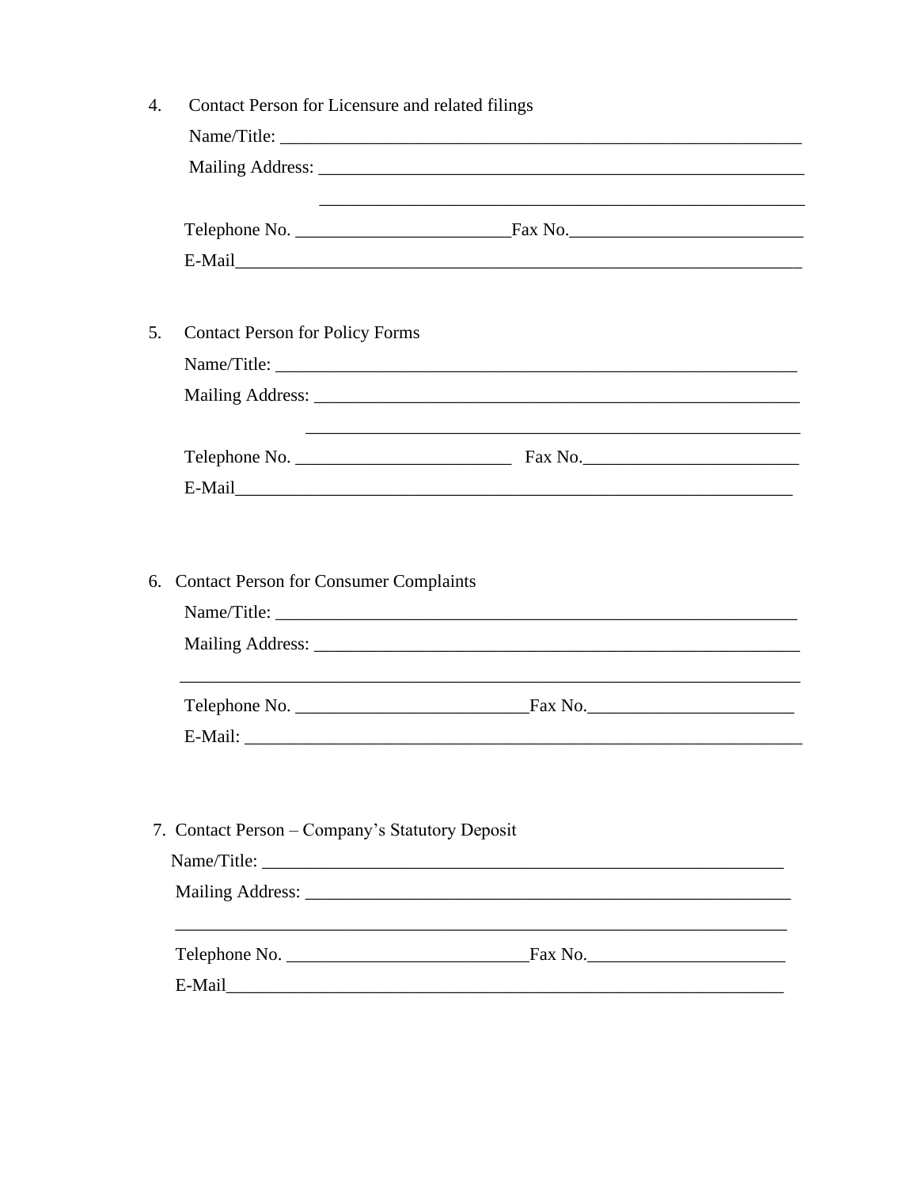4. Contact Person for Licensure and related filings

   Name/Title: ____________________________________________________________

   Mailing Address: ________________________________________________________

   ________________________________________________________

   Telephone No. ________________________Fax No.__________________________

   E-Mail_________________________________________________________________

5. Contact Person for Policy Forms

   Name/Title: ____________________________________________________________

   Mailing Address: ________________________________________________________

   ________________________________________________________

   Telephone No. ________________________ Fax No.________________________

   E-Mail________________________________________________________________

6. Contact Person for Consumer Complaints

   Name/Title: ____________________________________________________________

   Mailing Address: ________________________________________________________

   ______________________________________________________________________

   Telephone No. __________________________Fax No.______________________

   E-Mail: ________________________________________________________________

7. Contact Person – Company's Statutory Deposit

   Name/Title: ____________________________________________________________

   Mailing Address: ________________________________________________________

   ______________________________________________________________________

   Telephone No. ___________________________Fax No._____________________

   E-Mail________________________________________________________________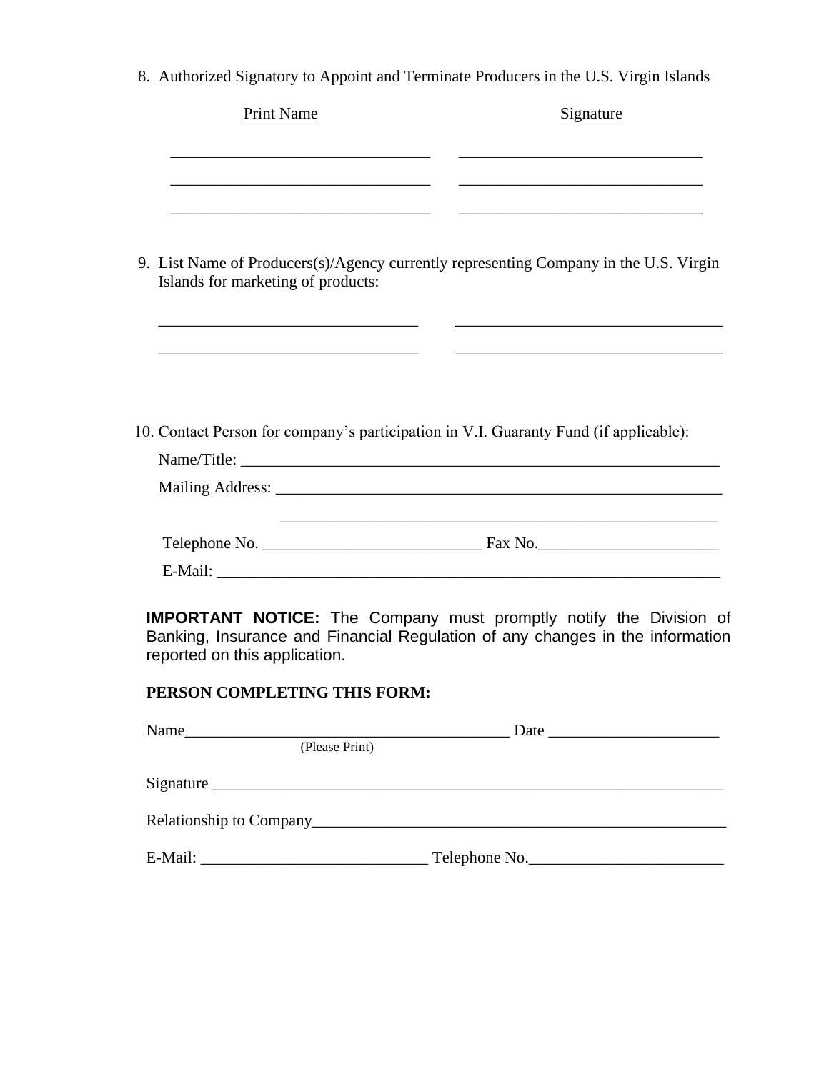8. Authorized Signatory to Appoint and Terminate Producers in the U.S. Virgin Islands

| Print Name | Signature |
| --- | --- |
| ______________________________ | ______________________________ |
| ______________________________ | ______________________________ |
| ______________________________ | ______________________________ |

9. List Name of Producers(s)/Agency currently representing Company in the U.S. Virgin Islands for marketing of products:

| | |
| --- | --- |
| ______________________________ | ______________________________ |
| ______________________________ | ______________________________ |

10. Contact Person for company's participation in V.I. Guaranty Fund (if applicable):

Name/Title: ____________________________________________________________

Mailing Address: ________________________________________________________

________________________________________________________

Telephone No. ___________________________ Fax No.______________________

E-Mail: ________________________________________________________________

**IMPORTANT NOTICE:** The Company must promptly notify the Division of Banking, Insurance and Financial Regulation of any changes in the information reported on this application.

**PERSON COMPLETING THIS FORM:**

Name_______________________________________ Date _____________________
(Please Print)

Signature ______________________________________________________________

Relationship to Company___________________________________________________

E-Mail: ___________________________ Telephone No.________________________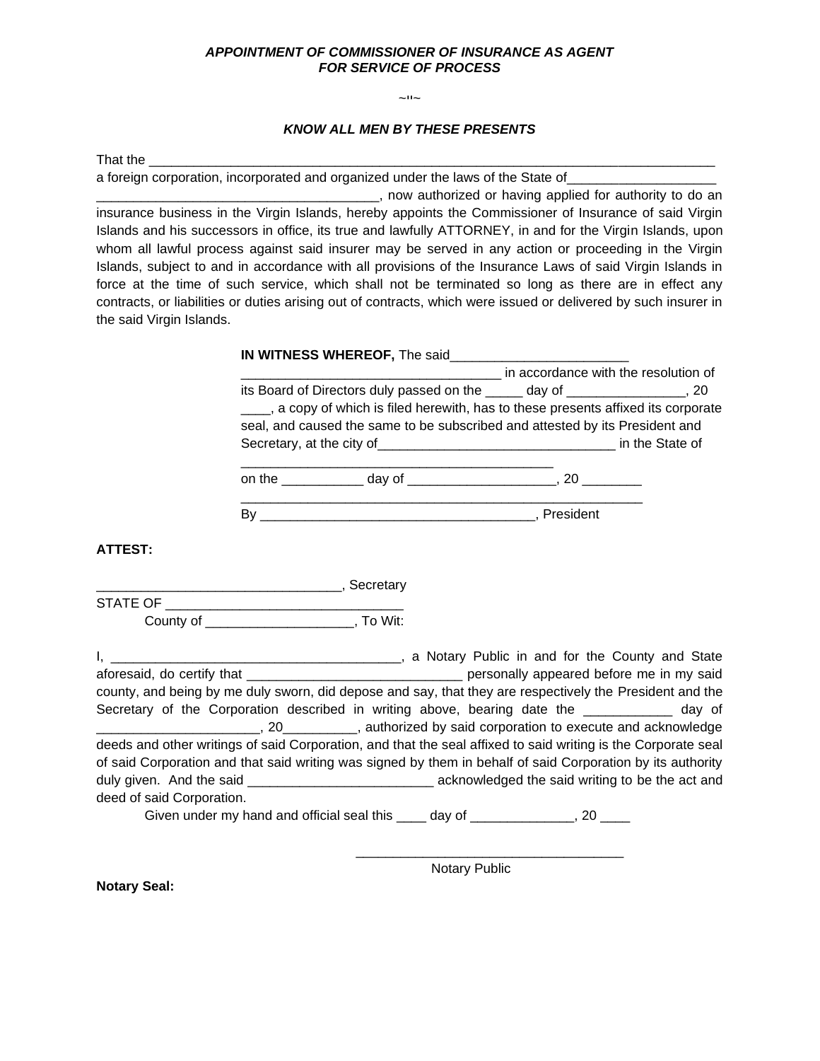***APPOINTMENT OF COMMISSIONER OF INSURANCE AS AGENT FOR SERVICE OF PROCESS***

~"~

***KNOW ALL MEN BY THESE PRESENTS***

That the ________________________________________________________________________________
a foreign corporation, incorporated and organized under the laws of the State of____________________
______________________________________, now authorized or having applied for authority to do an insurance business in the Virgin Islands, hereby appoints the Commissioner of Insurance of said Virgin Islands and his successors in office, its true and lawfully ATTORNEY, in and for the Virgin Islands, upon whom all lawful process against said insurer may be served in any action or proceeding in the Virgin Islands, subject to and in accordance with all provisions of the Insurance Laws of said Virgin Islands in force at the time of such service, which shall not be terminated so long as there are in effect any contracts, or liabilities or duties arising out of contracts, which were issued or delivered by such insurer in the said Virgin Islands.

**IN WITNESS WHEREOF,** The said________________________
___________________________________ in accordance with the resolution of its Board of Directors duly passed on the _____ day of ________________, 20 ____, a copy of which is filed herewith, has to these presents affixed its corporate seal, and caused the same to be subscribed and attested by its President and Secretary, at the city of________________________________ in the State of ____________________________________________
on the ___________ day of ___________________, 20 ________
_______________________________________________________
By ____________________________________, President

**ATTEST:**

_________________________________, Secretary
STATE OF _______________________________
County of ___________________, To Wit:

I, _______________________________________, a Notary Public in and for the County and State aforesaid, do certify that _____________________________ personally appeared before me in my said county, and being by me duly sworn, did depose and say, that they are respectively the President and the Secretary of the Corporation described in writing above, bearing date the ____________ day of ______________________, 20__________, authorized by said corporation to execute and acknowledge deeds and other writings of said Corporation, and that the seal affixed to said writing is the Corporate seal of said Corporation and that said writing was signed by them in behalf of said Corporation by its authority duly given. And the said _________________________ acknowledged the said writing to be the act and deed of said Corporation.

Given under my hand and official seal this ____ day of _____________, 20 ____

____________________________________
Notary Public

**Notary Seal:**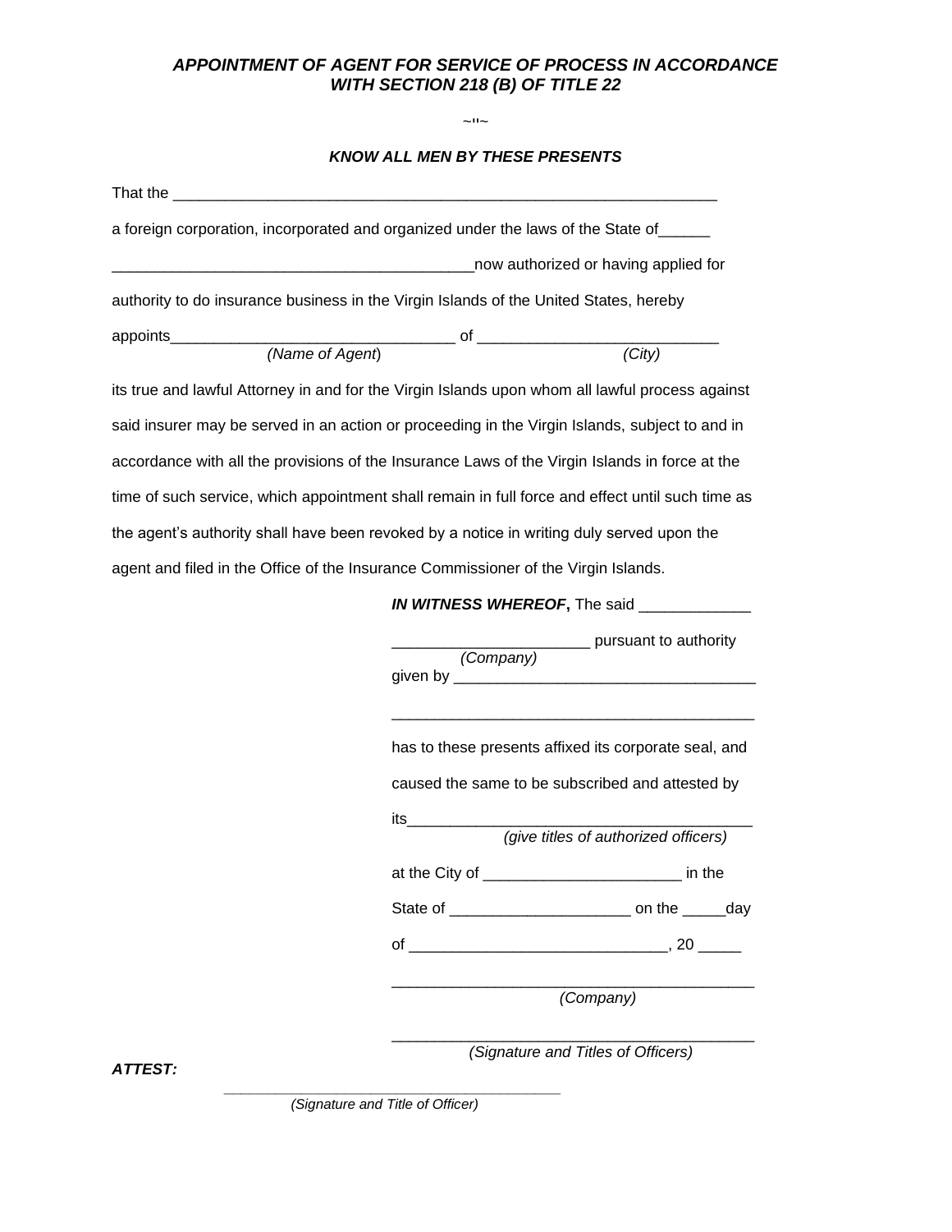***APPOINTMENT OF AGENT FOR SERVICE OF PROCESS IN ACCORDANCE WITH SECTION 218 (B) OF TITLE 22***

~"~

***KNOW ALL MEN BY THESE PRESENTS***

That the ________________________________________________________________

a foreign corporation, incorporated and organized under the laws of the State of______

___________________________________________now authorized or having applied for

authority to do insurance business in the Virgin Islands of the United States, hereby

appoints_________________________________ of ___________________________
*(Name of Agent)* *(City)*

its true and lawful Attorney in and for the Virgin Islands upon whom all lawful process against said insurer may be served in an action or proceeding in the Virgin Islands, subject to and in accordance with all the provisions of the Insurance Laws of the Virgin Islands in force at the time of such service, which appointment shall remain in full force and effect until such time as the agent's authority shall have been revoked by a notice in writing duly served upon the agent and filed in the Office of the Insurance Commissioner of the Virgin Islands.

***IN WITNESS WHEREOF*****,** The said _____________

_______________________ pursuant to authority
*(Company)*
given by ___________________________________

___________________________________________

has to these presents affixed its corporate seal, and caused the same to be subscribed and attested by

its_______________________________________
*(give titles of authorized officers)*

at the City of _______________________ in the

State of _____________________ on the _____day

of _____________________________, 20 _____

___________________________________________
*(Company)*

___________________________________________
*(Signature and Titles of Officers)*

***ATTEST:***

________________________________________
*(Signature and Title of Officer)*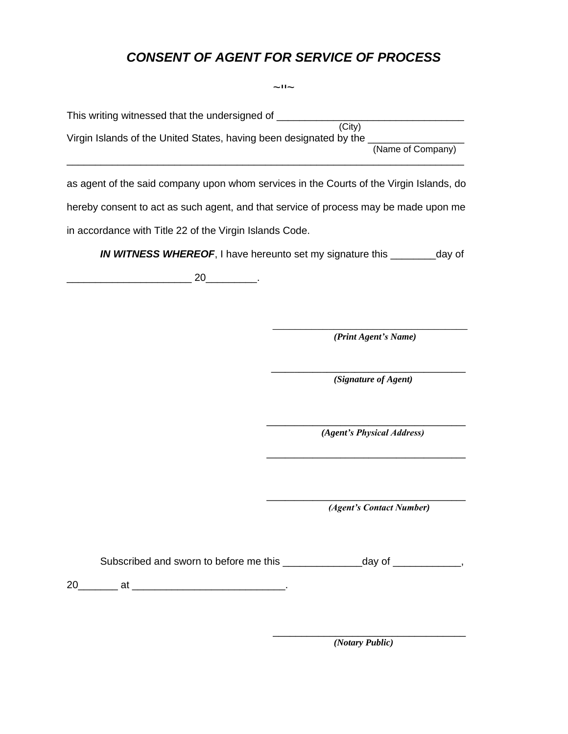# ***CONSENT OF AGENT FOR SERVICE OF PROCESS***

~!!~

This writing witnessed that the undersigned of ________________________________
(City)
Virgin Islands of the United States, having been designated by the ________________
(Name of Company)
_________________________________________________________________________

as agent of the said company upon whom services in the Courts of the Virgin Islands, do hereby consent to act as such agent, and that service of process may be made upon me in accordance with Title 22 of the Virgin Islands Code.

***IN WITNESS WHEREOF***, I have hereunto set my signature this ________day of _____________________ 20_________.

_____________________________________
***(Print Agent's Name)***

_____________________________________
***(Signature of Agent)***

_____________________________________
***(Agent's Physical Address)***

_____________________________________

_____________________________________
***(Agent's Contact Number)***

Subscribed and sworn to before me this ______________day of ____________, 20_______ at __________________________.

_____________________________________
***(Notary Public)***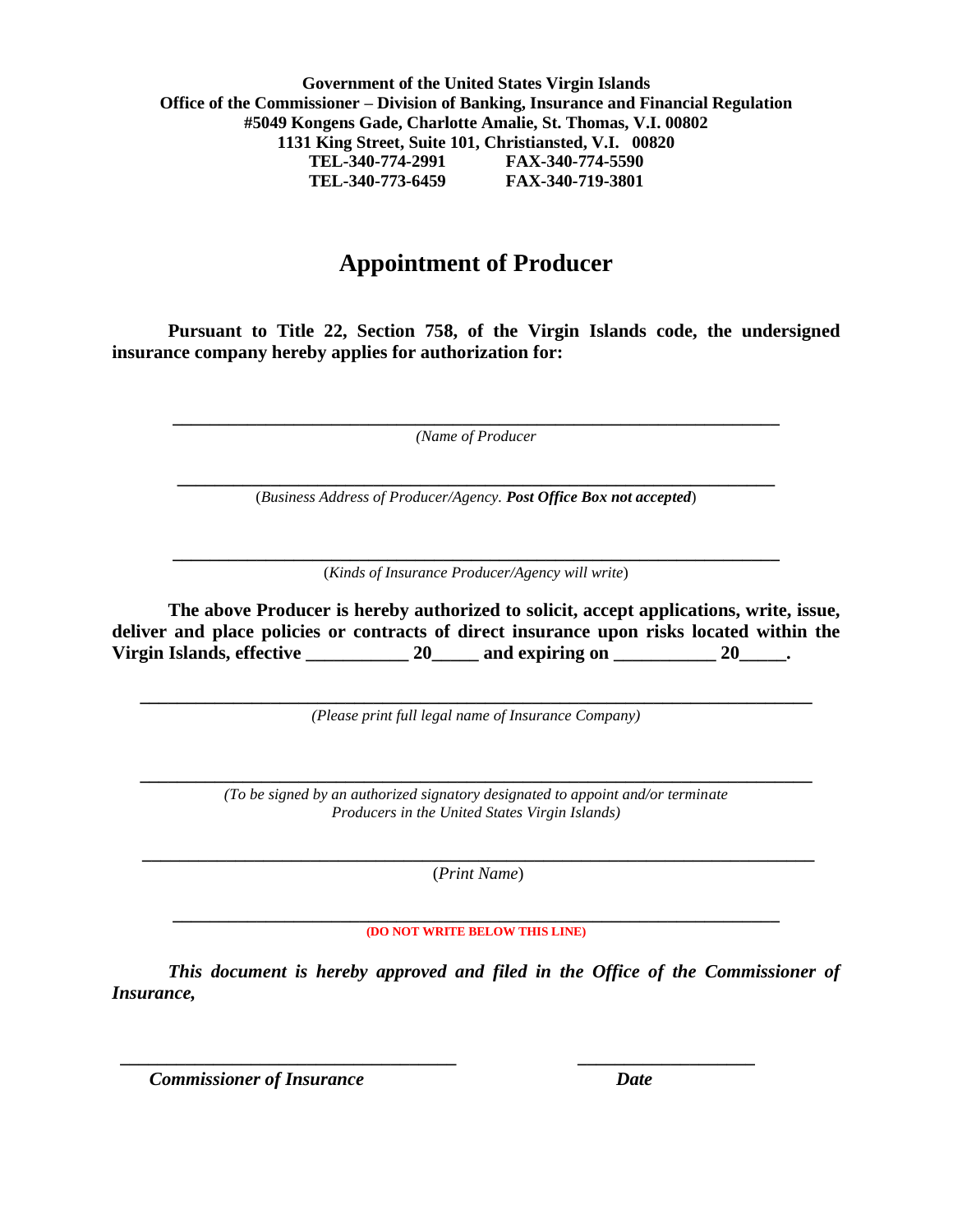**Government of the United States Virgin Islands**
**Office of the Commissioner – Division of Banking, Insurance and Financial Regulation**
**#5049 Kongens Gade, Charlotte Amalie, St. Thomas, V.I. 00802**
**1131 King Street, Suite 101, Christiansted, V.I. 00820**
**TEL-340-774-2991 FAX-340-774-5590**
**TEL-340-773-6459 FAX-340-719-3801**

# Appointment of Producer

**Pursuant to Title 22, Section 758, of the Virgin Islands code, the undersigned insurance company hereby applies for authorization for:**

_______________________________________________________________
*(Name of Producer*

_______________________________________________________________
(*Business Address of Producer/Agency. **Post Office Box not accepted***)

_______________________________________________________________
(*Kinds of Insurance Producer/Agency will write*)

**The above Producer is hereby authorized to solicit, accept applications, write, issue, deliver and place policies or contracts of direct insurance upon risks located within the Virgin Islands, effective ___________ 20_____ and expiring on ___________ 20_____.**

_______________________________________________________________
*(Please print full legal name of Insurance Company)*

_______________________________________________________________
*(To be signed by an authorized signatory designated to appoint and/or terminate Producers in the United States Virgin Islands)*

_______________________________________________________________
(*Print Name*)

_______________________________________________________________
**(DO NOT WRITE BELOW THIS LINE)**

***This document is hereby approved and filed in the Office of the Commissioner of Insurance,***

_________________________________ ____________________
***Commissioner of Insurance*** ***Date***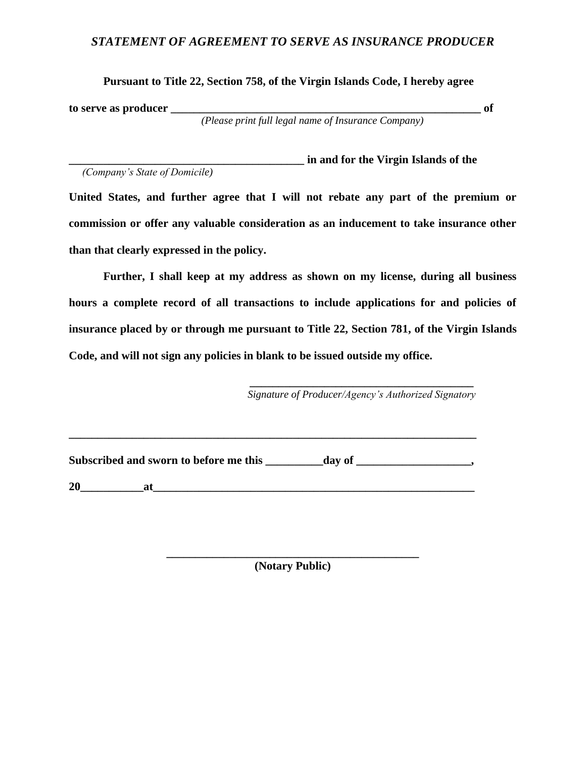*STATEMENT OF AGREEMENT TO SERVE AS INSURANCE PRODUCER*

**Pursuant to Title 22, Section 758, of the Virgin Islands Code, I hereby agree to serve as producer ________________________________________________________ of**
*(Please print full legal name of Insurance Company)*

**__________________________________________ in and for the Virgin Islands of the**
*(Company's State of Domicile)*

**United States, and further agree that I will not rebate any part of the premium or commission or offer any valuable consideration as an inducement to take insurance other than that clearly expressed in the policy.**

**Further, I shall keep at my address as shown on my license, during all business hours a complete record of all transactions to include applications for and policies of insurance placed by or through me pursuant to Title 22, Section 781, of the Virgin Islands Code, and will not sign any policies in blank to be issued outside my office.**

________________________________________
*Signature of Producer/Agency's Authorized Signatory*

___________________________________________________________________________

**Subscribed and sworn to before me this __________day of ____________________,**

**20___________at__________________________________________________________**

_____________________________________________
**(Notary Public)**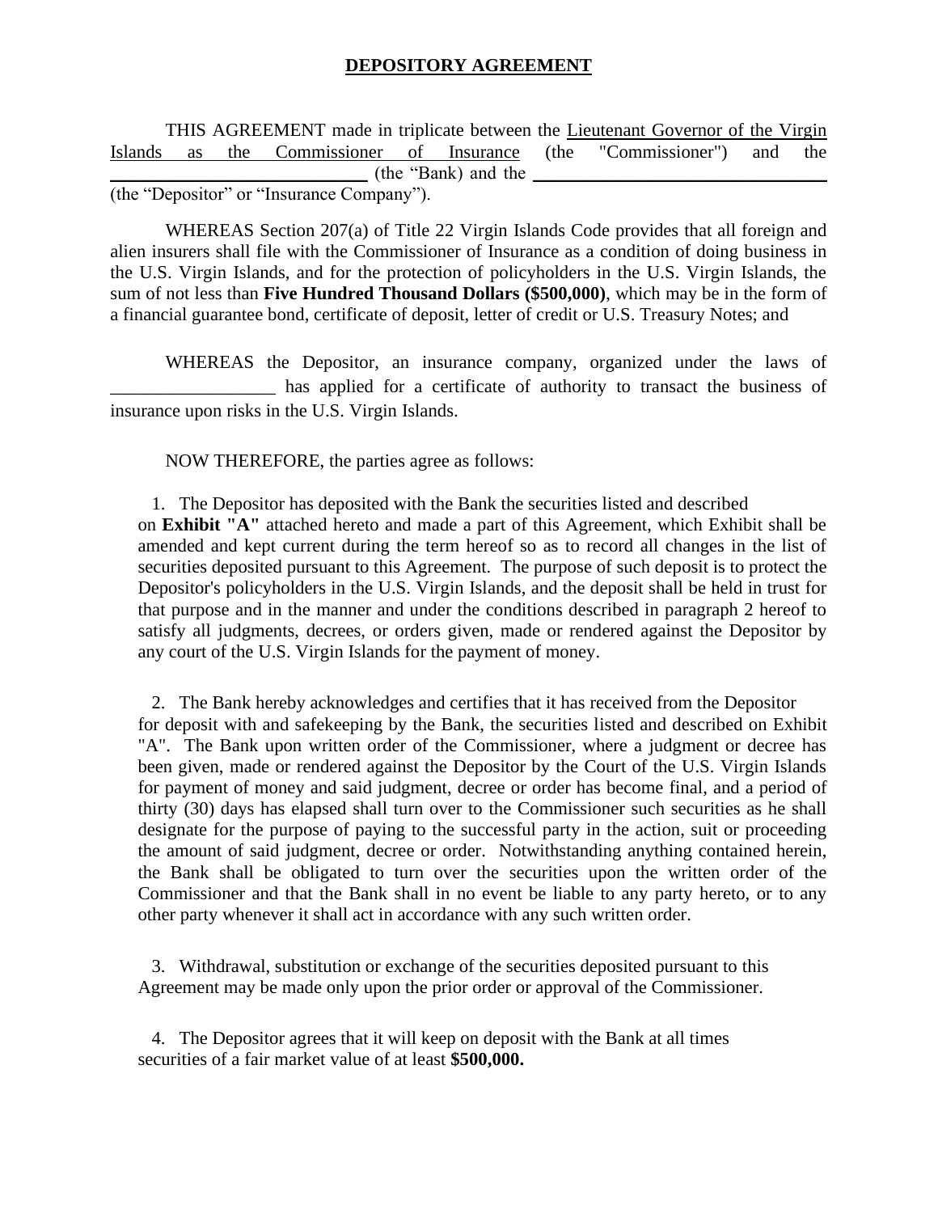# DEPOSITORY AGREEMENT

THIS AGREEMENT made in triplicate between the Lieutenant Governor of the Virgin Islands as the Commissioner of Insurance (the "Commissioner") and the ____________________________ (the "Bank) and the ________________________________ (the "Depositor" or "Insurance Company").

WHEREAS Section 207(a) of Title 22 Virgin Islands Code provides that all foreign and alien insurers shall file with the Commissioner of Insurance as a condition of doing business in the U.S. Virgin Islands, and for the protection of policyholders in the U.S. Virgin Islands, the sum of not less than **Five Hundred Thousand Dollars ($500,000)**, which may be in the form of a financial guarantee bond, certificate of deposit, letter of credit or U.S. Treasury Notes; and

WHEREAS the Depositor, an insurance company, organized under the laws of __________________ has applied for a certificate of authority to transact the business of insurance upon risks in the U.S. Virgin Islands.

NOW THEREFORE, the parties agree as follows:

1. The Depositor has deposited with the Bank the securities listed and described on **Exhibit "A"** attached hereto and made a part of this Agreement, which Exhibit shall be amended and kept current during the term hereof so as to record all changes in the list of securities deposited pursuant to this Agreement. The purpose of such deposit is to protect the Depositor's policyholders in the U.S. Virgin Islands, and the deposit shall be held in trust for that purpose and in the manner and under the conditions described in paragraph 2 hereof to satisfy all judgments, decrees, or orders given, made or rendered against the Depositor by any court of the U.S. Virgin Islands for the payment of money.

2. The Bank hereby acknowledges and certifies that it has received from the Depositor for deposit with and safekeeping by the Bank, the securities listed and described on Exhibit "A". The Bank upon written order of the Commissioner, where a judgment or decree has been given, made or rendered against the Depositor by the Court of the U.S. Virgin Islands for payment of money and said judgment, decree or order has become final, and a period of thirty (30) days has elapsed shall turn over to the Commissioner such securities as he shall designate for the purpose of paying to the successful party in the action, suit or proceeding the amount of said judgment, decree or order. Notwithstanding anything contained herein, the Bank shall be obligated to turn over the securities upon the written order of the Commissioner and that the Bank shall in no event be liable to any party hereto, or to any other party whenever it shall act in accordance with any such written order.

3. Withdrawal, substitution or exchange of the securities deposited pursuant to this Agreement may be made only upon the prior order or approval of the Commissioner.

4. The Depositor agrees that it will keep on deposit with the Bank at all times securities of a fair market value of at least **$500,000.**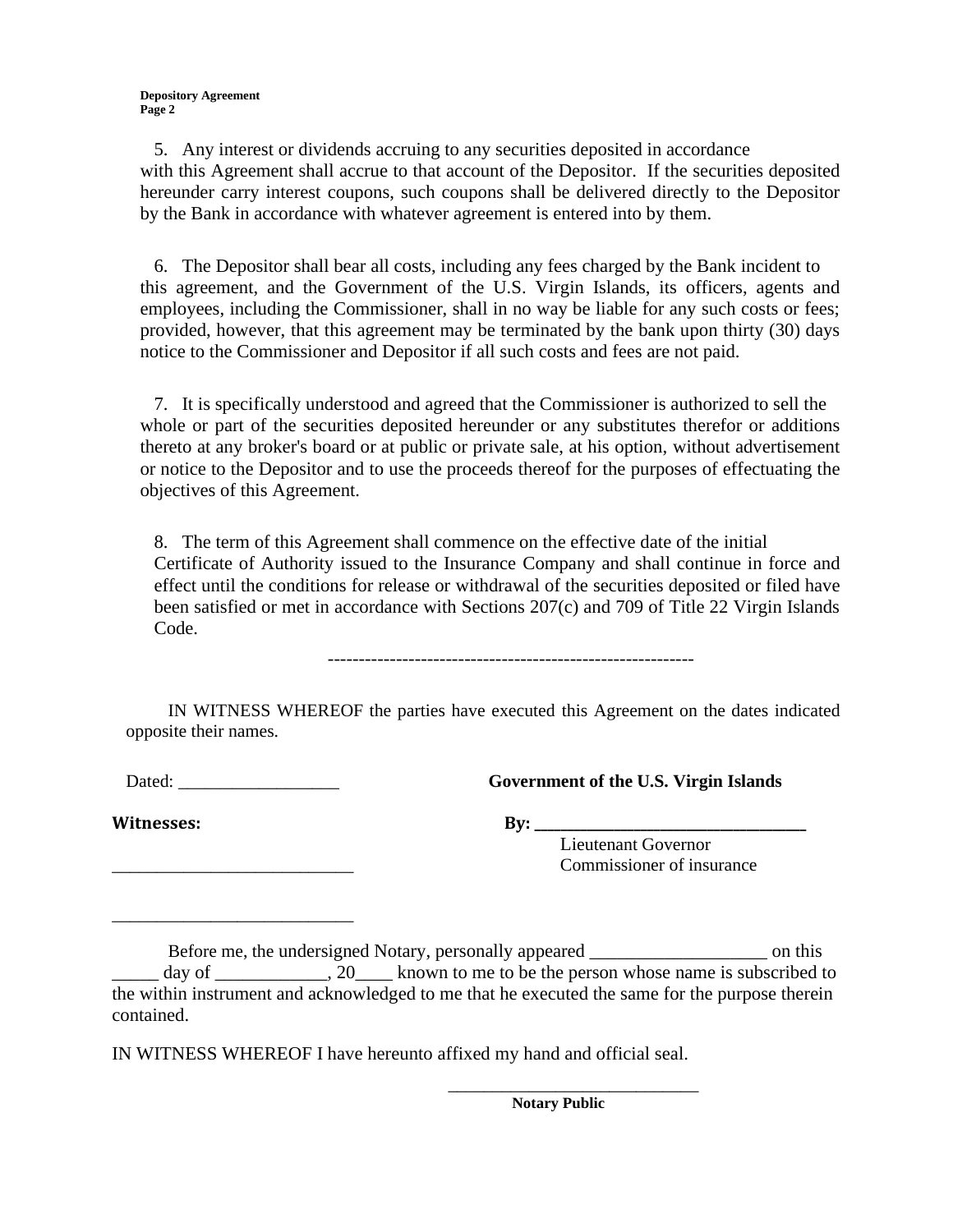5. Any interest or dividends accruing to any securities deposited in accordance with this Agreement shall accrue to that account of the Depositor. If the securities deposited hereunder carry interest coupons, such coupons shall be delivered directly to the Depositor by the Bank in accordance with whatever agreement is entered into by them.

6. The Depositor shall bear all costs, including any fees charged by the Bank incident to this agreement, and the Government of the U.S. Virgin Islands, its officers, agents and employees, including the Commissioner, shall in no way be liable for any such costs or fees; provided, however, that this agreement may be terminated by the bank upon thirty (30) days notice to the Commissioner and Depositor if all such costs and fees are not paid.

7. It is specifically understood and agreed that the Commissioner is authorized to sell the whole or part of the securities deposited hereunder or any substitutes therefor or additions thereto at any broker's board or at public or private sale, at his option, without advertisement or notice to the Depositor and to use the proceeds thereof for the purposes of effectuating the objectives of this Agreement.

8. The term of this Agreement shall commence on the effective date of the initial Certificate of Authority issued to the Insurance Company and shall continue in force and effect until the conditions for release or withdrawal of the securities deposited or filed have been satisfied or met in accordance with Sections 207(c) and 709 of Title 22 Virgin Islands Code.

-----------------------------------------------------------

IN WITNESS WHEREOF the parties have executed this Agreement on the dates indicated opposite their names.

Dated: __________________

**Government of the U.S. Virgin Islands**

**By: ________________________________**
Lieutenant Governor
Commissioner of insurance

**Witnesses:**

___________________________

___________________________

Before me, the undersigned Notary, personally appeared ___________________ on this _____ day of ____________, 20____ known to me to be the person whose name is subscribed to the within instrument and acknowledged to me that he executed the same for the purpose therein contained.

IN WITNESS WHEREOF I have hereunto affixed my hand and official seal.

____________________________
**Notary Public**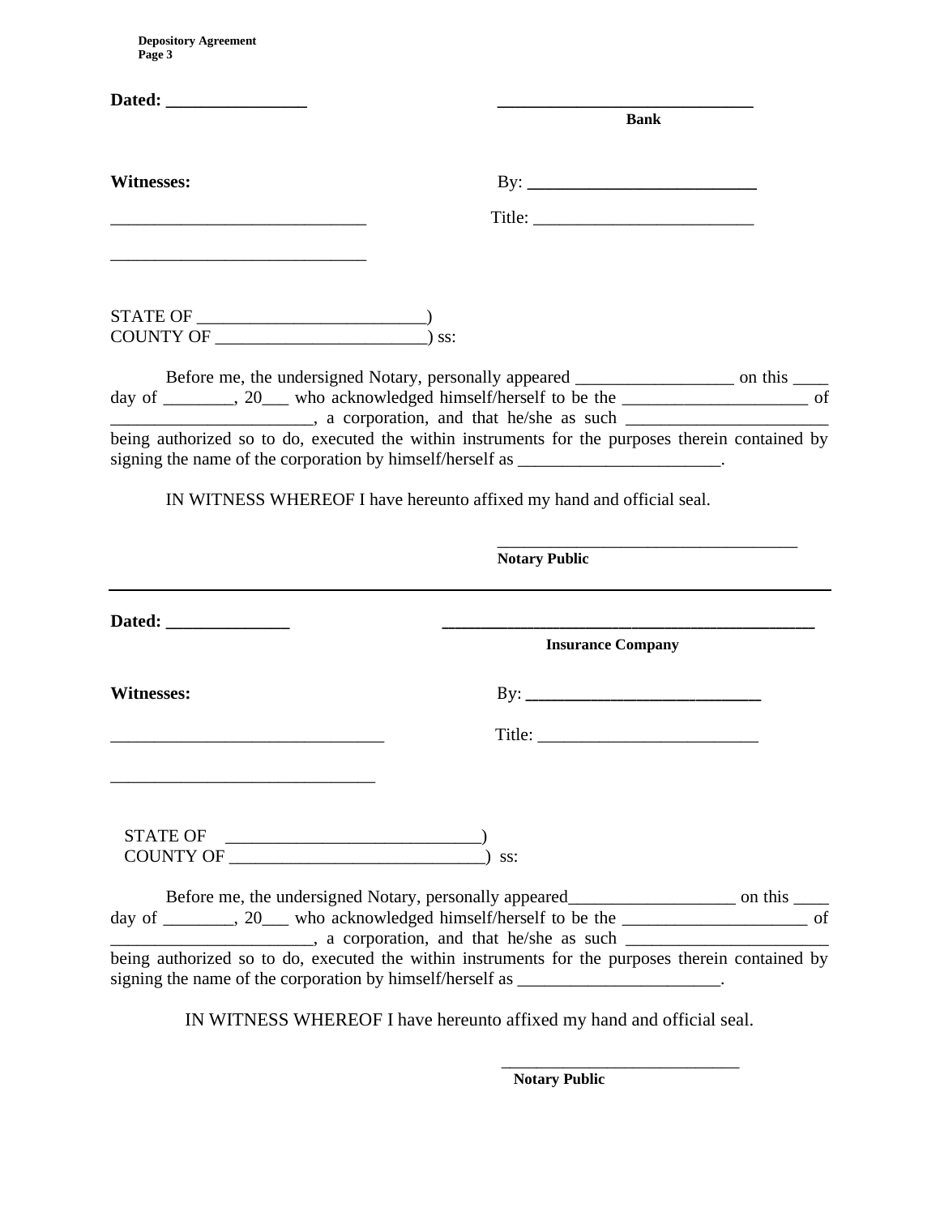**Dated: ________________**  ______________________________
**Bank**

**Witnesses:**  By: __________________________

_____________________________  Title: _________________________

_____________________________

STATE OF _________________________)
COUNTY OF ________________________) ss:

Before me, the undersigned Notary, personally appeared __________________ on this ____ day of ________, 20___ who acknowledged himself/herself to be the _____________________ of _______________________, a corporation, and that he/she as such _______________________ being authorized so to do, executed the within instruments for the purposes therein contained by signing the name of the corporation by himself/herself as _______________________.

IN WITNESS WHEREOF I have hereunto affixed my hand and official seal.

___________________________________
**Notary Public**

---

**Dated: ______________**  ____________________________________________
**Insurance Company**

**Witnesses:**  By: ___________________________

_______________________________  Title: _________________________

______________________________

STATE OF _____________________________)
COUNTY OF _____________________________) ss:

Before me, the undersigned Notary, personally appeared___________________ on this ____ day of ________, 20___ who acknowledged himself/herself to be the _____________________ of _______________________, a corporation, and that he/she as such _______________________ being authorized so to do, executed the within instruments for the purposes therein contained by signing the name of the corporation by himself/herself as _______________________.

IN WITNESS WHEREOF I have hereunto affixed my hand and official seal.

____________________________
**Notary Public**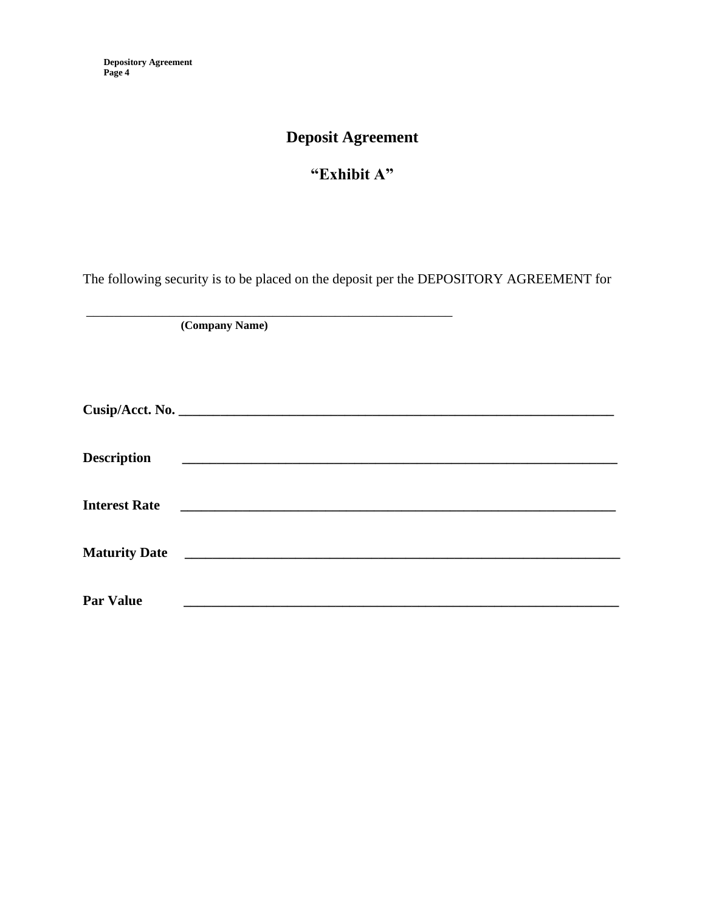# Deposit Agreement

## "Exhibit A"

The following security is to be placed on the deposit per the DEPOSITORY AGREEMENT for

______________________________________________________
**(Company Name)**

**Cusip/Acct. No.** ________________________________________________________________

**Description** ________________________________________________________________

**Interest Rate** ________________________________________________________________

**Maturity Date** ________________________________________________________________

**Par Value** ________________________________________________________________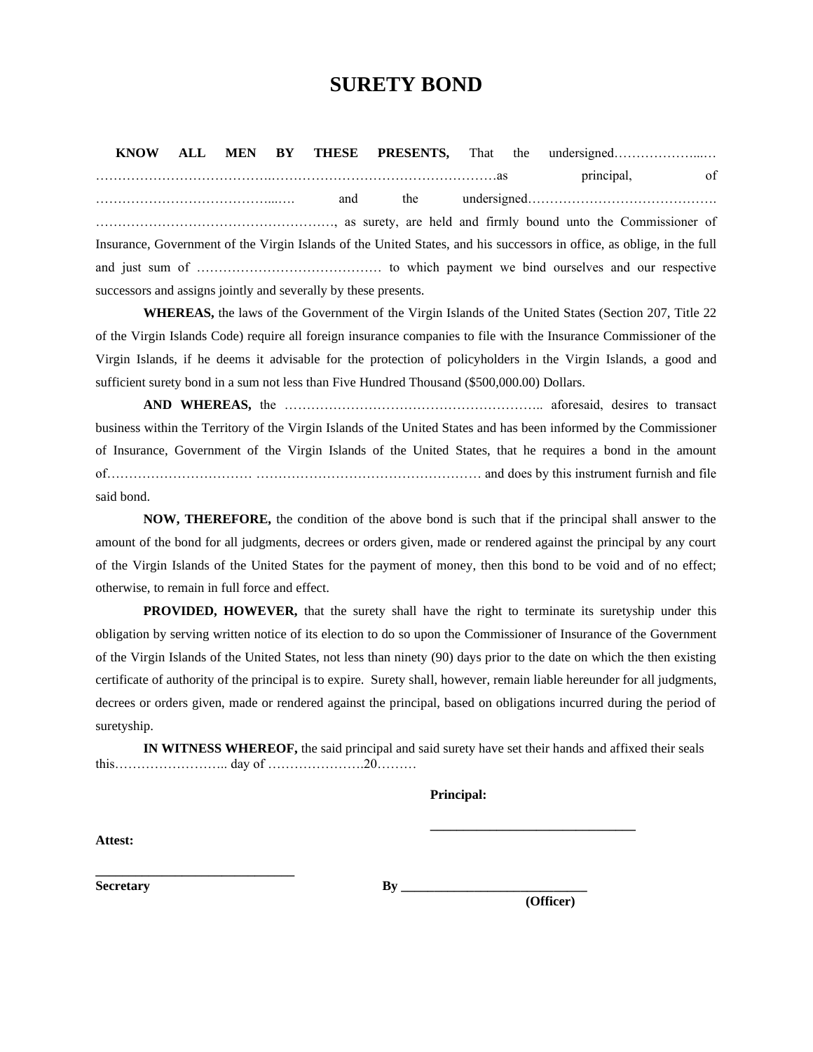# SURETY BOND

**KNOW ALL MEN BY THESE PRESENTS,** That the undersigned………………...… …………………………………..……………………………………………as principal, of …………………………………...…. and the undersigned……………………………………. ………………………………………………., as surety, are held and firmly bound unto the Commissioner of Insurance, Government of the Virgin Islands of the United States, and his successors in office, as oblige, in the full and just sum of …………………………………… to which payment we bind ourselves and our respective successors and assigns jointly and severally by these presents.

**WHEREAS,** the laws of the Government of the Virgin Islands of the United States (Section 207, Title 22 of the Virgin Islands Code) require all foreign insurance companies to file with the Insurance Commissioner of the Virgin Islands, if he deems it advisable for the protection of policyholders in the Virgin Islands, a good and sufficient surety bond in a sum not less than Five Hundred Thousand ($500,000.00) Dollars.

**AND WHEREAS,** the ………………………………………………….. aforesaid, desires to transact business within the Territory of the Virgin Islands of the United States and has been informed by the Commissioner of Insurance, Government of the Virgin Islands of the United States, that he requires a bond in the amount of…………………………… …………………………………………… and does by this instrument furnish and file said bond.

**NOW, THEREFORE,** the condition of the above bond is such that if the principal shall answer to the amount of the bond for all judgments, decrees or orders given, made or rendered against the principal by any court of the Virgin Islands of the United States for the payment of money, then this bond to be void and of no effect; otherwise, to remain in full force and effect.

**PROVIDED, HOWEVER,** that the surety shall have the right to terminate its suretyship under this obligation by serving written notice of its election to do so upon the Commissioner of Insurance of the Government of the Virgin Islands of the United States, not less than ninety (90) days prior to the date on which the then existing certificate of authority of the principal is to expire. Surety shall, however, remain liable hereunder for all judgments, decrees or orders given, made or rendered against the principal, based on obligations incurred during the period of suretyship.

**IN WITNESS WHEREOF,** the said principal and said surety have set their hands and affixed their seals this…………………….. day of ………………….20………

**Principal:**

______________________________

**Attest:**

______________________________
**Secretary**

**By ____________________________**
**(Officer)**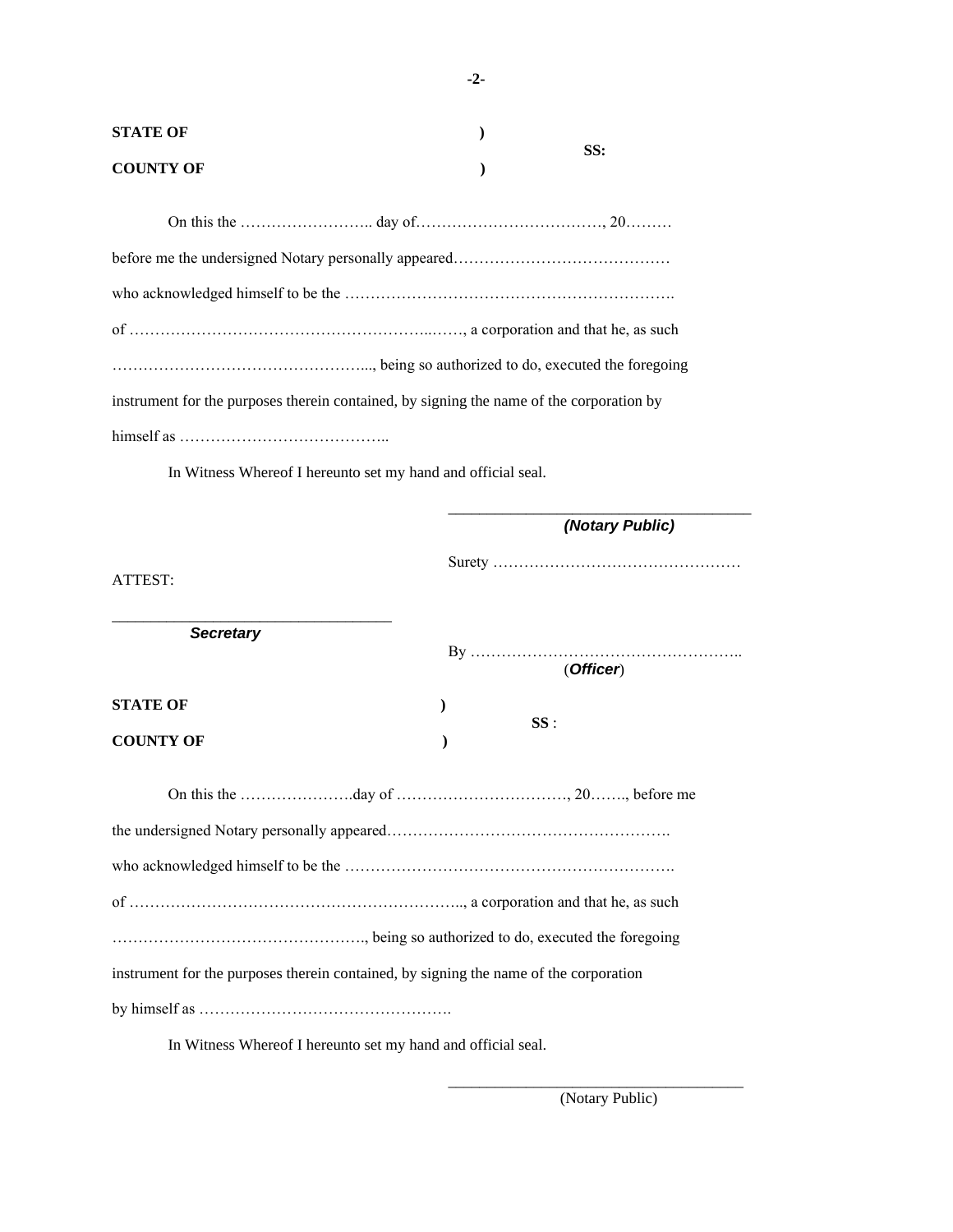**STATE OF** )
**SS:**
**COUNTY OF** )

On this the …………………….. day of………………………………, 20………

before me the undersigned Notary personally appeared……………………………………

who acknowledged himself to be the ……………………………………………………….

of ………………………………………………...……, a corporation and that he, as such

…………………………………………..., being so authorized to do, executed the foregoing

instrument for the purposes therein contained, by signing the name of the corporation by

himself as …………………………………..

In Witness Whereof I hereunto set my hand and official seal.

_____________________________________
***(Notary Public)***

Surety …………………………………………

ATTEST:

___________________________________
***Secretary***

By ……………………………………………..
(***Officer***)

**STATE OF** )
**SS** :
**COUNTY OF** )

On this the ………………….day of ……………………………, 20……., before me

the undersigned Notary personally appeared……………………………………………….

who acknowledged himself to be the ……………………………………………………….

of ……………………………………………………….., a corporation and that he, as such

…………………………………………., being so authorized to do, executed the foregoing

instrument for the purposes therein contained, by signing the name of the corporation

by himself as ………………………………………….

In Witness Whereof I hereunto set my hand and official seal.

_____________________________________
(Notary Public)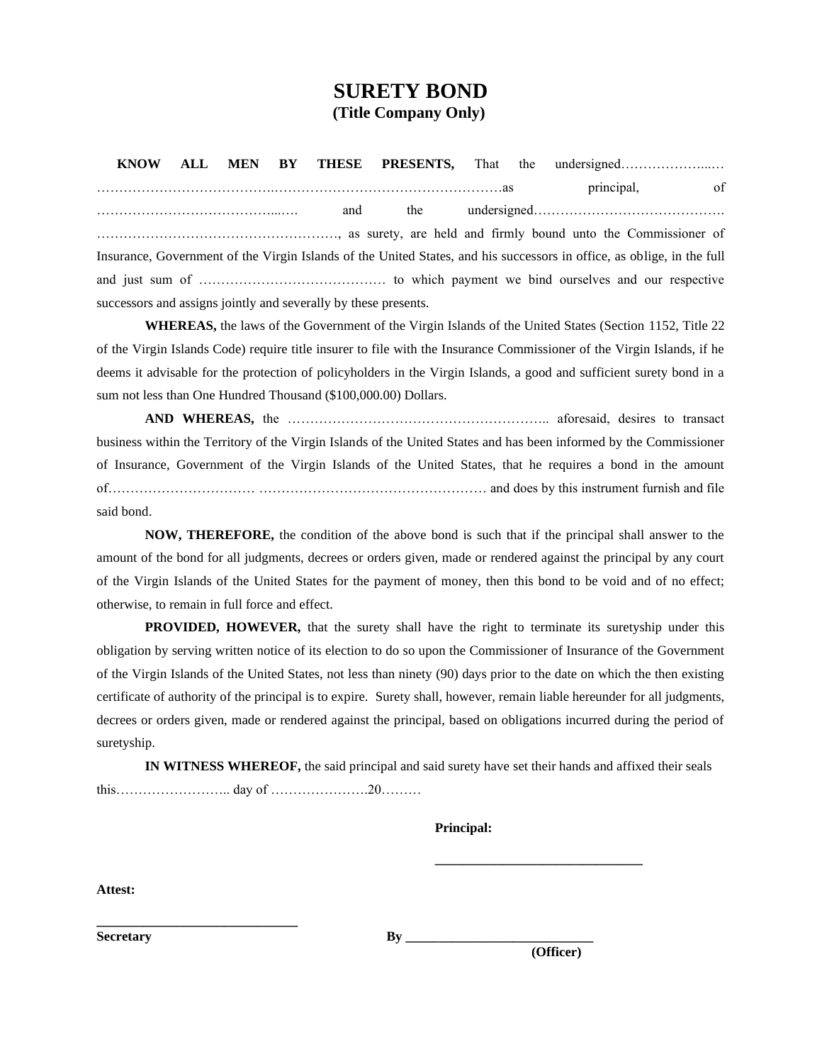# SURETY BOND
## (Title Company Only)

**KNOW ALL MEN BY THESE PRESENTS,** That the undersigned………………...… ……………………………….……………………………………………as principal, of ……………………………………...…. and the undersigned……………………………………. ………………………………………………., as surety, are held and firmly bound unto the Commissioner of Insurance, Government of the Virgin Islands of the United States, and his successors in office, as oblige, in the full and just sum of …………………………………… to which payment we bind ourselves and our respective successors and assigns jointly and severally by these presents.

**WHEREAS,** the laws of the Government of the Virgin Islands of the United States (Section 1152, Title 22 of the Virgin Islands Code) require title insurer to file with the Insurance Commissioner of the Virgin Islands, if he deems it advisable for the protection of policyholders in the Virgin Islands, a good and sufficient surety bond in a sum not less than One Hundred Thousand ($100,000.00) Dollars.

**AND WHEREAS,** the ………………………………………………….. aforesaid, desires to transact business within the Territory of the Virgin Islands of the United States and has been informed by the Commissioner of Insurance, Government of the Virgin Islands of the United States, that he requires a bond in the amount of…………………………… …………………………………………… and does by this instrument furnish and file said bond.

**NOW, THEREFORE,** the condition of the above bond is such that if the principal shall answer to the amount of the bond for all judgments, decrees or orders given, made or rendered against the principal by any court of the Virgin Islands of the United States for the payment of money, then this bond to be void and of no effect; otherwise, to remain in full force and effect.

**PROVIDED, HOWEVER,** that the surety shall have the right to terminate its suretyship under this obligation by serving written notice of its election to do so upon the Commissioner of Insurance of the Government of the Virgin Islands of the United States, not less than ninety (90) days prior to the date on which the then existing certificate of authority of the principal is to expire. Surety shall, however, remain liable hereunder for all judgments, decrees or orders given, made or rendered against the principal, based on obligations incurred during the period of suretyship.

**IN WITNESS WHEREOF,** the said principal and said surety have set their hands and affixed their seals this…………………….. day of ………………….20………

**Principal:**

_______________________________

**Attest:**

_______________________________
**Secretary**

**By** _____________________________
**(Officer)**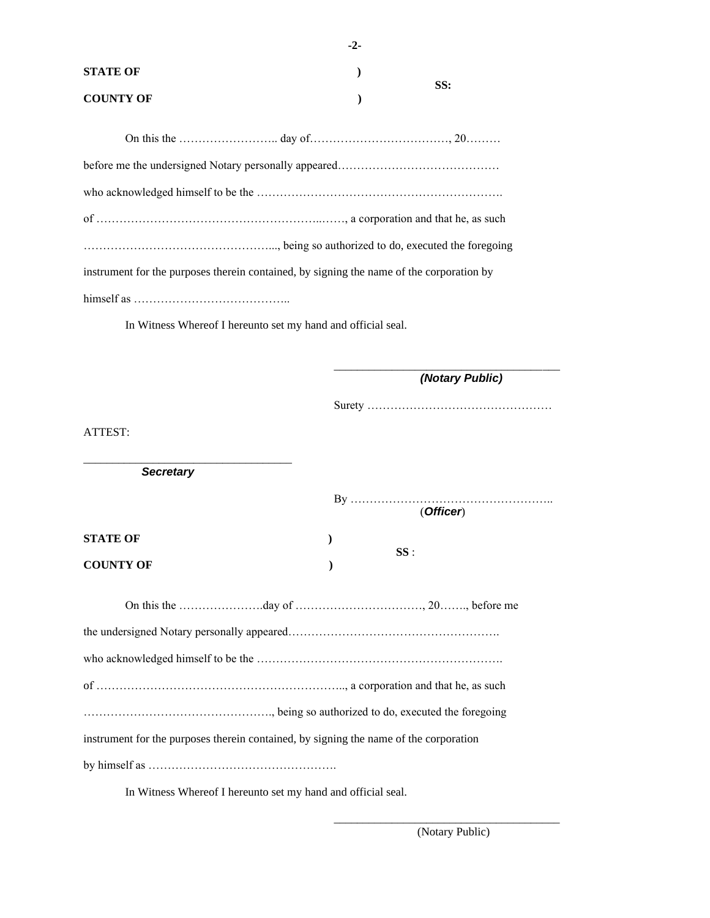**STATE OF** )
**SS:**
**COUNTY OF** )

On this the …………………….. day of……………………………., 20………

before me the undersigned Notary personally appeared……………………………………

who acknowledged himself to be the ……………………………………………………….

of …………………………………………………..……, a corporation and that he, as such

…………………………………………..., being so authorized to do, executed the foregoing

instrument for the purposes therein contained, by signing the name of the corporation by

himself as …………………………………..

In Witness Whereof I hereunto set my hand and official seal.

\_\_\_\_\_\_\_\_\_\_\_\_\_\_\_\_\_\_\_\_\_\_\_\_\_\_\_\_\_\_\_\_\_\_\_\_\_\_\_\_
***(Notary Public)***

Surety …………………………………………

ATTEST:

\_\_\_\_\_\_\_\_\_\_\_\_\_\_\_\_\_\_\_\_\_\_\_\_\_\_\_\_\_\_\_\_\_\_\_\_
***Secretary***

By ……………………………………………..
(***Officer***)

**STATE OF** )
**SS** :
**COUNTY OF** )

On this the ………………….day of ……………………………, 20……., before me

the undersigned Notary personally appeared……………………………………………….

who acknowledged himself to be the ……………………………………………………….

of ……………………………………………………….., a corporation and that he, as such

…………………………………………., being so authorized to do, executed the foregoing

instrument for the purposes therein contained, by signing the name of the corporation

by himself as ………………………………………….

In Witness Whereof I hereunto set my hand and official seal.

\_\_\_\_\_\_\_\_\_\_\_\_\_\_\_\_\_\_\_\_\_\_\_\_\_\_\_\_\_\_\_\_\_\_\_\_\_\_\_\_
(Notary Public)